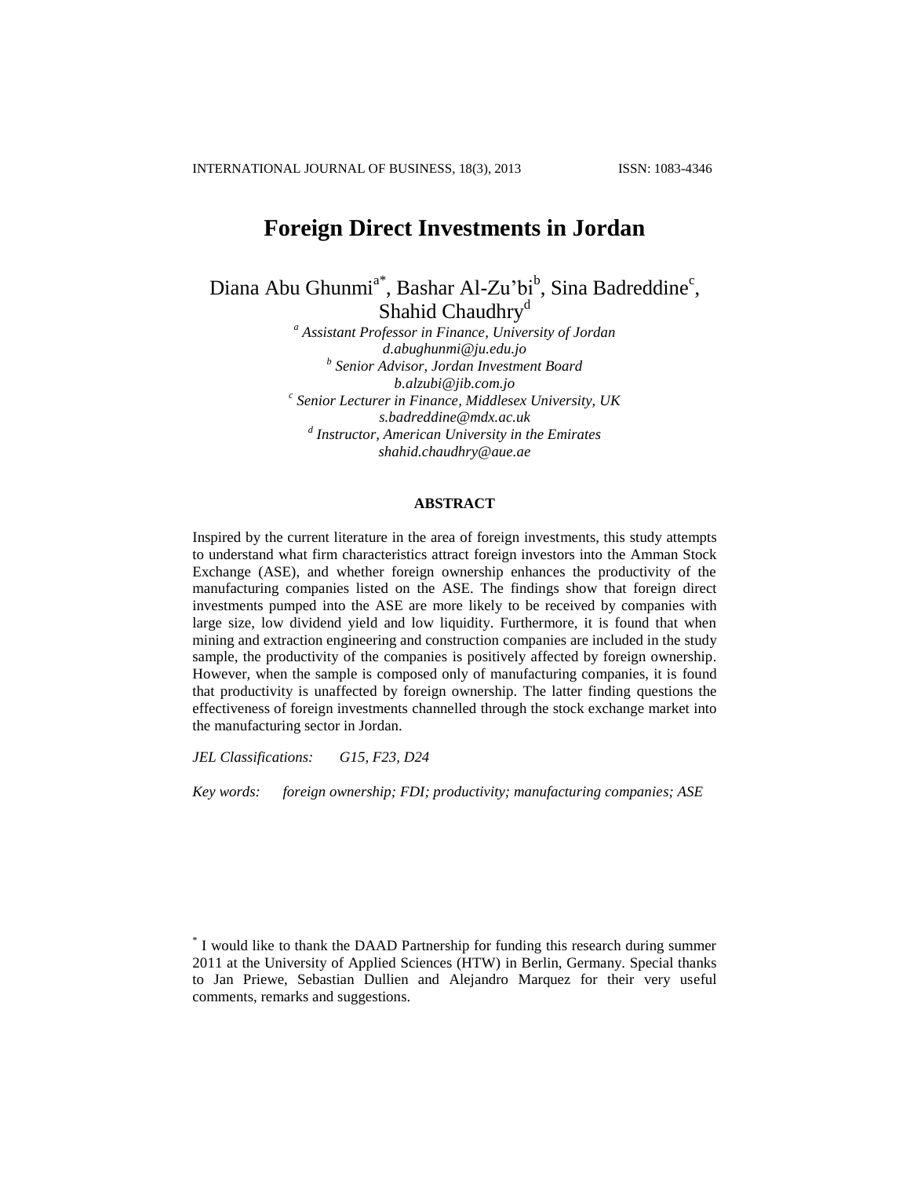# Foreign Direct Investments in Jordan

Diana Abu Ghunmi[a*], Bashar Al-Zu'bi[b], Sina Badreddine[c], Shahid Chaudhry[d]

[a] *Assistant Professor in Finance, University of Jordan*
*d.abughunmi@ju.edu.jo*
[b] *Senior Advisor, Jordan Investment Board*
*b.alzubi@jib.com.jo*
[c] *Senior Lecturer in Finance, Middlesex University, UK*
*s.badreddine@mdx.ac.uk*
[d] *Instructor, American University in the Emirates*
*shahid.chaudhry@aue.ae*

## ABSTRACT

Inspired by the current literature in the area of foreign investments, this study attempts to understand what firm characteristics attract foreign investors into the Amman Stock Exchange (ASE), and whether foreign ownership enhances the productivity of the manufacturing companies listed on the ASE. The findings show that foreign direct investments pumped into the ASE are more likely to be received by companies with large size, low dividend yield and low liquidity. Furthermore, it is found that when mining and extraction engineering and construction companies are included in the study sample, the productivity of the companies is positively affected by foreign ownership. However, when the sample is composed only of manufacturing companies, it is found that productivity is unaffected by foreign ownership. The latter finding questions the effectiveness of foreign investments channelled through the stock exchange market into the manufacturing sector in Jordan.

*JEL Classifications:* *G15, F23, D24*

*Key words:* *foreign ownership; FDI; productivity; manufacturing companies; ASE*

[*] I would like to thank the DAAD Partnership for funding this research during summer 2011 at the University of Applied Sciences (HTW) in Berlin, Germany. Special thanks to Jan Priewe, Sebastian Dullien and Alejandro Marquez for their very useful comments, remarks and suggestions.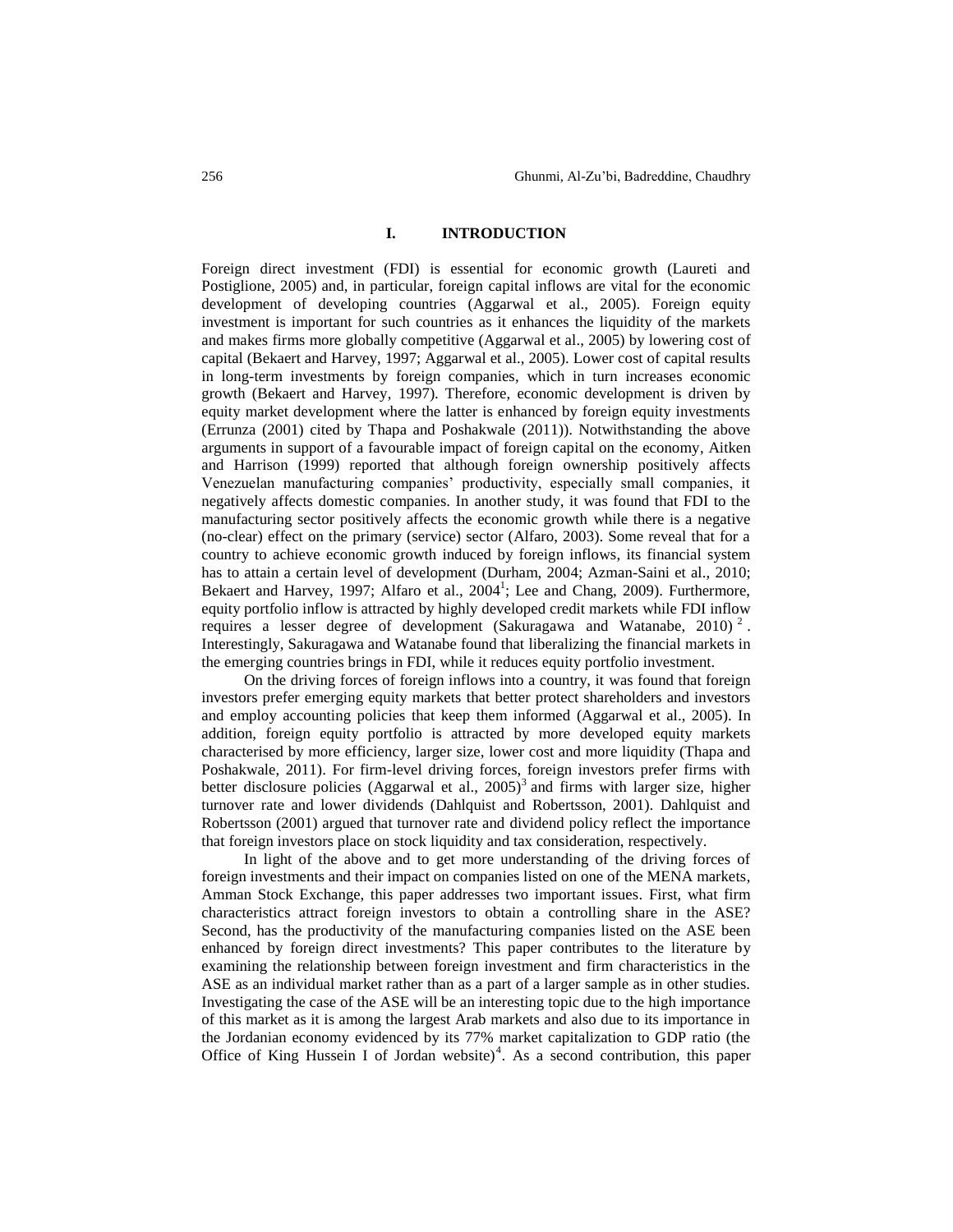# I. INTRODUCTION

Foreign direct investment (FDI) is essential for economic growth (Laureti and Postiglione, 2005) and, in particular, foreign capital inflows are vital for the economic development of developing countries (Aggarwal et al., 2005). Foreign equity investment is important for such countries as it enhances the liquidity of the markets and makes firms more globally competitive (Aggarwal et al., 2005) by lowering cost of capital (Bekaert and Harvey, 1997; Aggarwal et al., 2005). Lower cost of capital results in long-term investments by foreign companies, which in turn increases economic growth (Bekaert and Harvey, 1997). Therefore, economic development is driven by equity market development where the latter is enhanced by foreign equity investments (Errunza (2001) cited by Thapa and Poshakwale (2011)). Notwithstanding the above arguments in support of a favourable impact of foreign capital on the economy, Aitken and Harrison (1999) reported that although foreign ownership positively affects Venezuelan manufacturing companies' productivity, especially small companies, it negatively affects domestic companies. In another study, it was found that FDI to the manufacturing sector positively affects the economic growth while there is a negative (no-clear) effect on the primary (service) sector (Alfaro, 2003). Some reveal that for a country to achieve economic growth induced by foreign inflows, its financial system has to attain a certain level of development (Durham, 2004; Azman-Saini et al., 2010; Bekaert and Harvey, 1997; Alfaro et al., 2004[1]; Lee and Chang, 2009). Furthermore, equity portfolio inflow is attracted by highly developed credit markets while FDI inflow requires a lesser degree of development (Sakuragawa and Watanabe, 2010)[2]. Interestingly, Sakuragawa and Watanabe found that liberalizing the financial markets in the emerging countries brings in FDI, while it reduces equity portfolio investment.

On the driving forces of foreign inflows into a country, it was found that foreign investors prefer emerging equity markets that better protect shareholders and investors and employ accounting policies that keep them informed (Aggarwal et al., 2005). In addition, foreign equity portfolio is attracted by more developed equity markets characterised by more efficiency, larger size, lower cost and more liquidity (Thapa and Poshakwale, 2011). For firm-level driving forces, foreign investors prefer firms with better disclosure policies (Aggarwal et al., 2005)[3] and firms with larger size, higher turnover rate and lower dividends (Dahlquist and Robertsson, 2001). Dahlquist and Robertsson (2001) argued that turnover rate and dividend policy reflect the importance that foreign investors place on stock liquidity and tax consideration, respectively.

In light of the above and to get more understanding of the driving forces of foreign investments and their impact on companies listed on one of the MENA markets, Amman Stock Exchange, this paper addresses two important issues. First, what firm characteristics attract foreign investors to obtain a controlling share in the ASE? Second, has the productivity of the manufacturing companies listed on the ASE been enhanced by foreign direct investments? This paper contributes to the literature by examining the relationship between foreign investment and firm characteristics in the ASE as an individual market rather than as a part of a larger sample as in other studies. Investigating the case of the ASE will be an interesting topic due to the high importance of this market as it is among the largest Arab markets and also due to its importance in the Jordanian economy evidenced by its 77% market capitalization to GDP ratio (the Office of King Hussein I of Jordan website)[4]. As a second contribution, this paper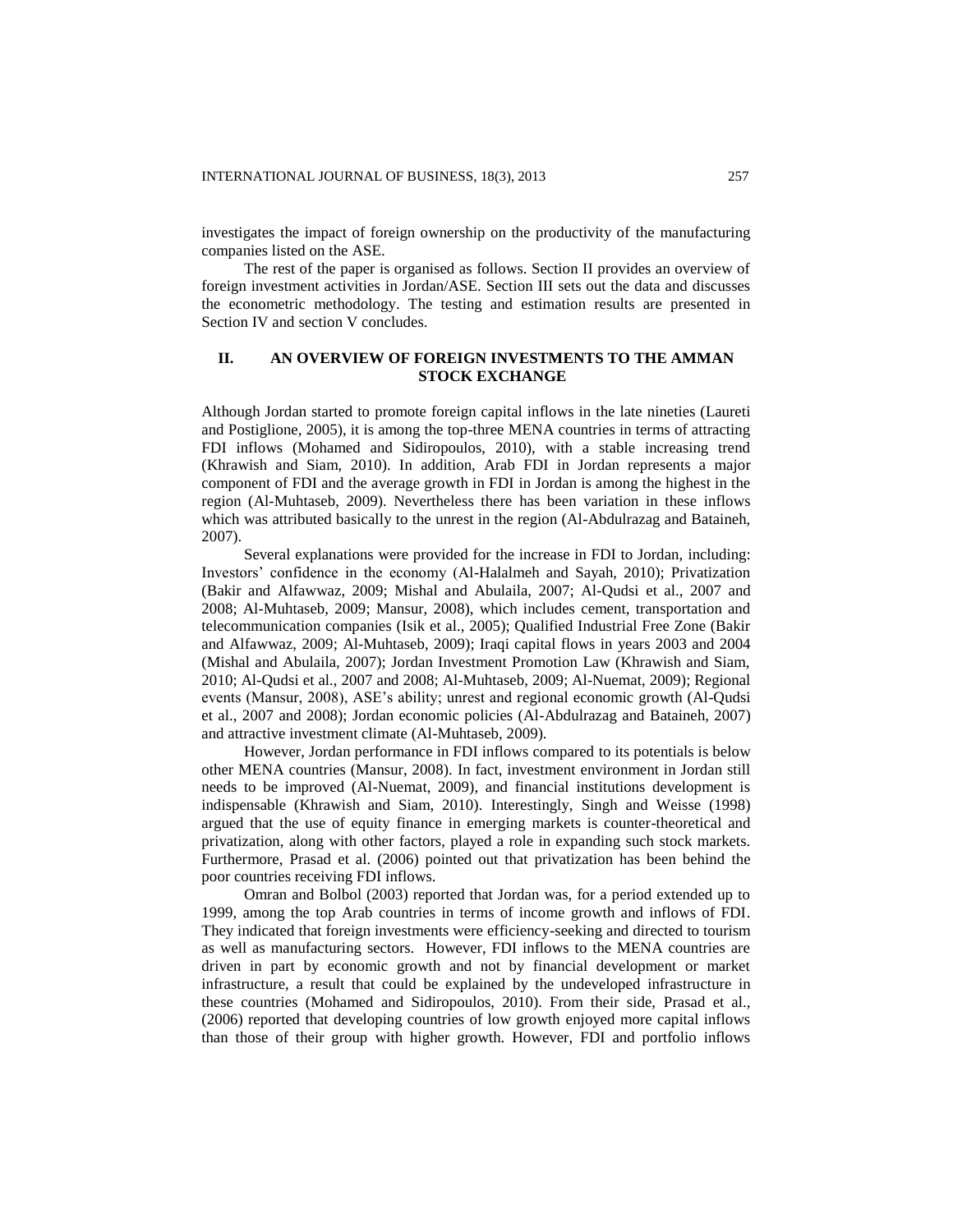investigates the impact of foreign ownership on the productivity of the manufacturing companies listed on the ASE.

The rest of the paper is organised as follows. Section II provides an overview of foreign investment activities in Jordan/ASE. Section III sets out the data and discusses the econometric methodology. The testing and estimation results are presented in Section IV and section V concludes.

## II. AN OVERVIEW OF FOREIGN INVESTMENTS TO THE AMMAN STOCK EXCHANGE

Although Jordan started to promote foreign capital inflows in the late nineties (Laureti and Postiglione, 2005), it is among the top-three MENA countries in terms of attracting FDI inflows (Mohamed and Sidiropoulos, 2010), with a stable increasing trend (Khrawish and Siam, 2010). In addition, Arab FDI in Jordan represents a major component of FDI and the average growth in FDI in Jordan is among the highest in the region (Al-Muhtaseb, 2009). Nevertheless there has been variation in these inflows which was attributed basically to the unrest in the region (Al-Abdulrazag and Bataineh, 2007).

Several explanations were provided for the increase in FDI to Jordan, including: Investors' confidence in the economy (Al-Halalmeh and Sayah, 2010); Privatization (Bakir and Alfawwaz, 2009; Mishal and Abulaila, 2007; Al-Qudsi et al., 2007 and 2008; Al-Muhtaseb, 2009; Mansur, 2008), which includes cement, transportation and telecommunication companies (Isik et al., 2005); Qualified Industrial Free Zone (Bakir and Alfawwaz, 2009; Al-Muhtaseb, 2009); Iraqi capital flows in years 2003 and 2004 (Mishal and Abulaila, 2007); Jordan Investment Promotion Law (Khrawish and Siam, 2010; Al-Qudsi et al., 2007 and 2008; Al-Muhtaseb, 2009; Al-Nuemat, 2009); Regional events (Mansur, 2008), ASE's ability; unrest and regional economic growth (Al-Qudsi et al., 2007 and 2008); Jordan economic policies (Al-Abdulrazag and Bataineh, 2007) and attractive investment climate (Al-Muhtaseb, 2009).

However, Jordan performance in FDI inflows compared to its potentials is below other MENA countries (Mansur, 2008). In fact, investment environment in Jordan still needs to be improved (Al-Nuemat, 2009), and financial institutions development is indispensable (Khrawish and Siam, 2010). Interestingly, Singh and Weisse (1998) argued that the use of equity finance in emerging markets is counter-theoretical and privatization, along with other factors, played a role in expanding such stock markets. Furthermore, Prasad et al. (2006) pointed out that privatization has been behind the poor countries receiving FDI inflows.

Omran and Bolbol (2003) reported that Jordan was, for a period extended up to 1999, among the top Arab countries in terms of income growth and inflows of FDI. They indicated that foreign investments were efficiency-seeking and directed to tourism as well as manufacturing sectors. However, FDI inflows to the MENA countries are driven in part by economic growth and not by financial development or market infrastructure, a result that could be explained by the undeveloped infrastructure in these countries (Mohamed and Sidiropoulos, 2010). From their side, Prasad et al., (2006) reported that developing countries of low growth enjoyed more capital inflows than those of their group with higher growth. However, FDI and portfolio inflows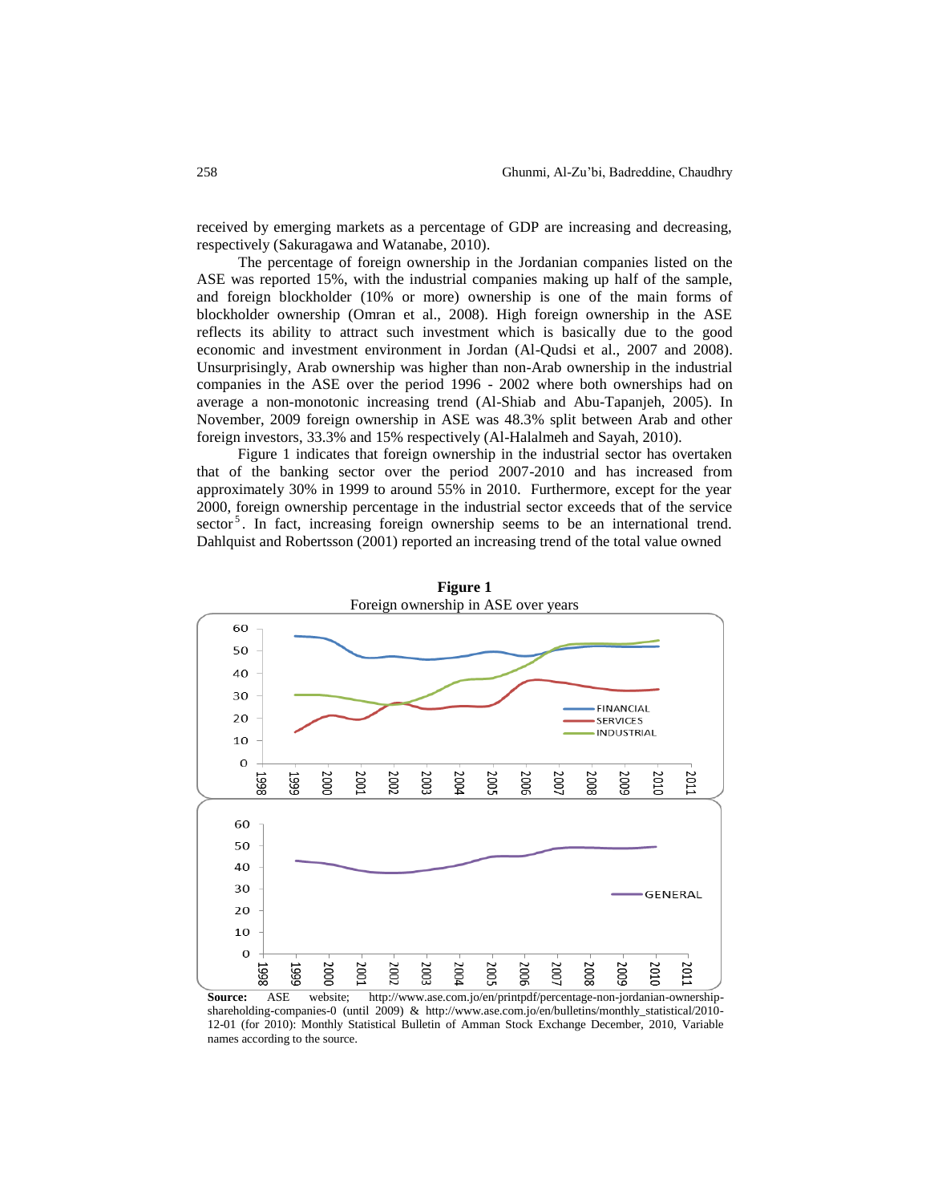received by emerging markets as a percentage of GDP are increasing and decreasing, respectively (Sakuragawa and Watanabe, 2010).

The percentage of foreign ownership in the Jordanian companies listed on the ASE was reported 15%, with the industrial companies making up half of the sample, and foreign blockholder (10% or more) ownership is one of the main forms of blockholder ownership (Omran et al., 2008). High foreign ownership in the ASE reflects its ability to attract such investment which is basically due to the good economic and investment environment in Jordan (Al-Qudsi et al., 2007 and 2008). Unsurprisingly, Arab ownership was higher than non-Arab ownership in the industrial companies in the ASE over the period 1996 - 2002 where both ownerships had on average a non-monotonic increasing trend (Al-Shiab and Abu-Tapanjeh, 2005). In November, 2009 foreign ownership in ASE was 48.3% split between Arab and other foreign investors, 33.3% and 15% respectively (Al-Halalmeh and Sayah, 2010).

Figure 1 indicates that foreign ownership in the industrial sector has overtaken that of the banking sector over the period 2007-2010 and has increased from approximately 30% in 1999 to around 55% in 2010. Furthermore, except for the year 2000, foreign ownership percentage in the industrial sector exceeds that of the service sector[5]. In fact, increasing foreign ownership seems to be an international trend. Dahlquist and Robertsson (2001) reported an increasing trend of the total value owned

**Figure 1**

Foreign ownership in ASE over years

**Source:** ASE website; http://www.ase.com.jo/en/printpdf/percentage-non-jordanian-ownership-shareholding-companies-0 (until 2009) & http://www.ase.com.jo/en/bulletins/monthly_statistical/2010-12-01 (for 2010): Monthly Statistical Bulletin of Amman Stock Exchange December, 2010, Variable names according to the source.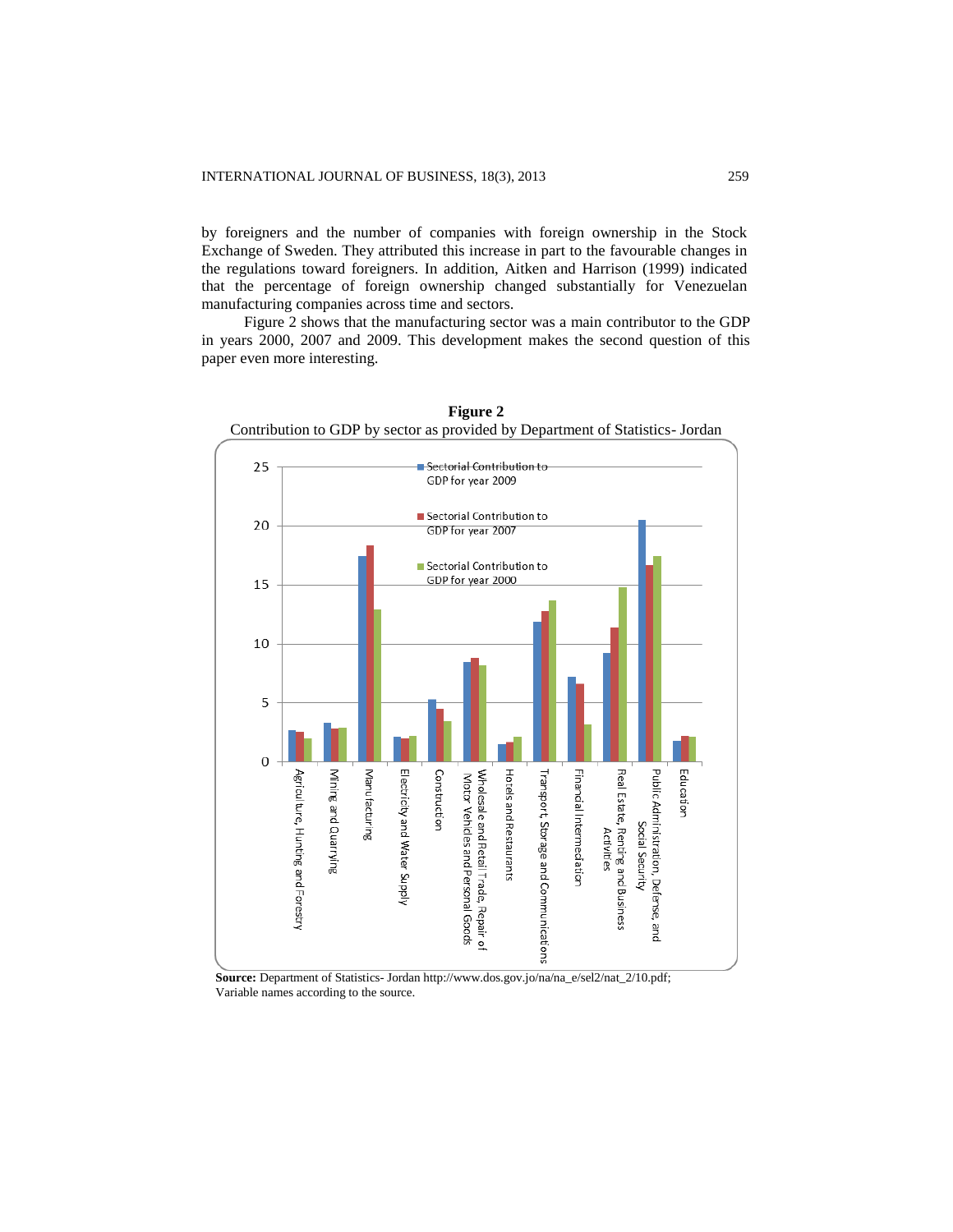by foreigners and the number of companies with foreign ownership in the Stock Exchange of Sweden. They attributed this increase in part to the favourable changes in the regulations toward foreigners. In addition, Aitken and Harrison (1999) indicated that the percentage of foreign ownership changed substantially for Venezuelan manufacturing companies across time and sectors.

Figure 2 shows that the manufacturing sector was a main contributor to the GDP in years 2000, 2007 and 2009. This development makes the second question of this paper even more interesting.

**Figure 2**

Contribution to GDP by sector as provided by Department of Statistics- Jordan

**Source:** Department of Statistics- Jordan http://www.dos.gov.jo/na/na_e/sel2/nat_2/10.pdf; Variable names according to the source.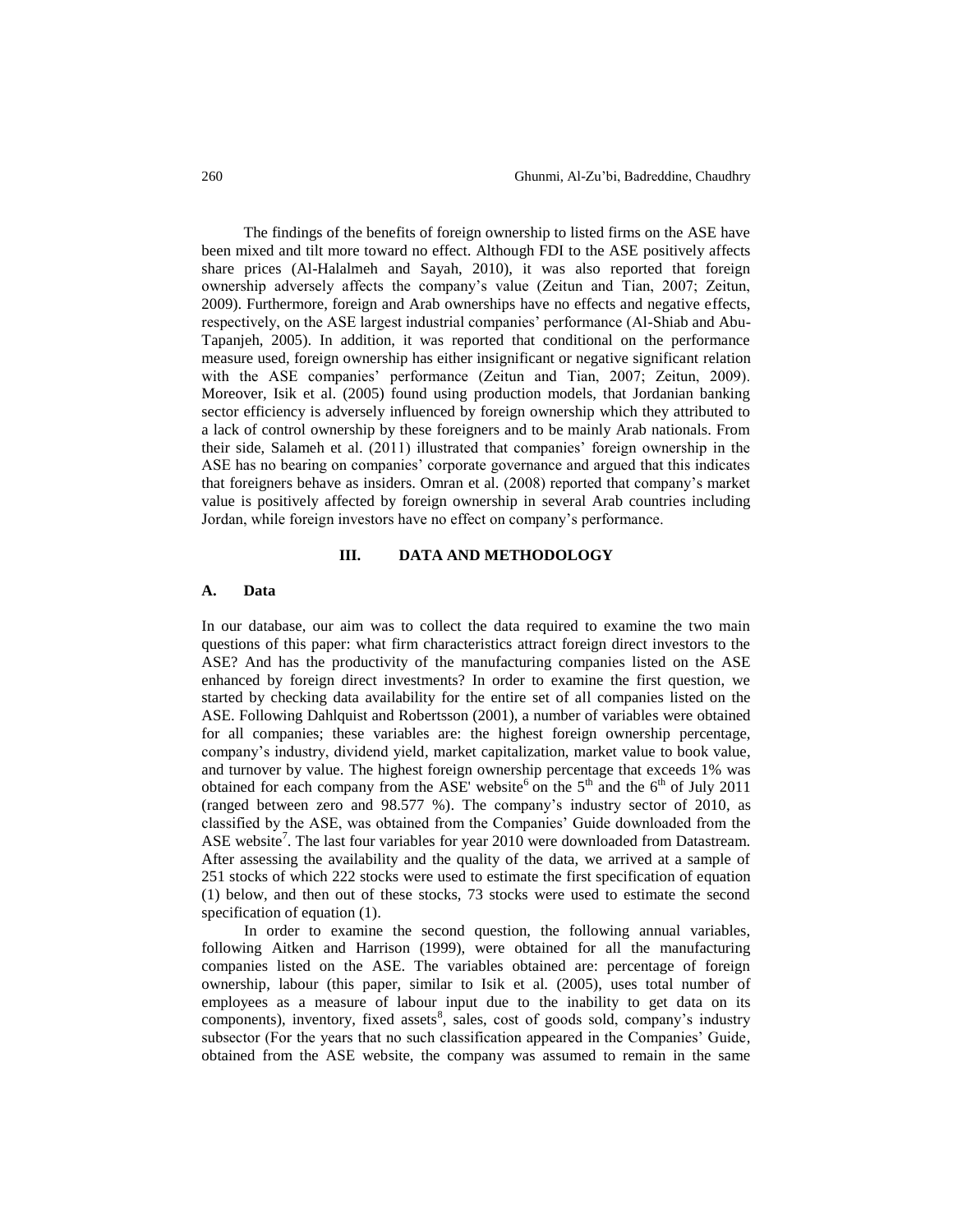The findings of the benefits of foreign ownership to listed firms on the ASE have been mixed and tilt more toward no effect. Although FDI to the ASE positively affects share prices (Al-Halalmeh and Sayah, 2010), it was also reported that foreign ownership adversely affects the company's value (Zeitun and Tian, 2007; Zeitun, 2009). Furthermore, foreign and Arab ownerships have no effects and negative effects, respectively, on the ASE largest industrial companies' performance (Al-Shiab and Abu-Tapanjeh, 2005). In addition, it was reported that conditional on the performance measure used, foreign ownership has either insignificant or negative significant relation with the ASE companies' performance (Zeitun and Tian, 2007; Zeitun, 2009). Moreover, Isik et al. (2005) found using production models, that Jordanian banking sector efficiency is adversely influenced by foreign ownership which they attributed to a lack of control ownership by these foreigners and to be mainly Arab nationals. From their side, Salameh et al. (2011) illustrated that companies' foreign ownership in the ASE has no bearing on companies' corporate governance and argued that this indicates that foreigners behave as insiders. Omran et al. (2008) reported that company's market value is positively affected by foreign ownership in several Arab countries including Jordan, while foreign investors have no effect on company's performance.

## III. DATA AND METHODOLOGY

### A. Data

In our database, our aim was to collect the data required to examine the two main questions of this paper: what firm characteristics attract foreign direct investors to the ASE? And has the productivity of the manufacturing companies listed on the ASE enhanced by foreign direct investments? In order to examine the first question, we started by checking data availability for the entire set of all companies listed on the ASE. Following Dahlquist and Robertsson (2001), a number of variables were obtained for all companies; these variables are: the highest foreign ownership percentage, company's industry, dividend yield, market capitalization, market value to book value, and turnover by value. The highest foreign ownership percentage that exceeds 1% was obtained for each company from the ASE' website[6] on the 5th and the 6th of July 2011 (ranged between zero and 98.577 %). The company's industry sector of 2010, as classified by the ASE, was obtained from the Companies' Guide downloaded from the ASE website[7]. The last four variables for year 2010 were downloaded from Datastream. After assessing the availability and the quality of the data, we arrived at a sample of 251 stocks of which 222 stocks were used to estimate the first specification of equation (1) below, and then out of these stocks, 73 stocks were used to estimate the second specification of equation (1).

In order to examine the second question, the following annual variables, following Aitken and Harrison (1999), were obtained for all the manufacturing companies listed on the ASE. The variables obtained are: percentage of foreign ownership, labour (this paper, similar to Isik et al. (2005), uses total number of employees as a measure of labour input due to the inability to get data on its components), inventory, fixed assets[8], sales, cost of goods sold, company's industry subsector (For the years that no such classification appeared in the Companies' Guide, obtained from the ASE website, the company was assumed to remain in the same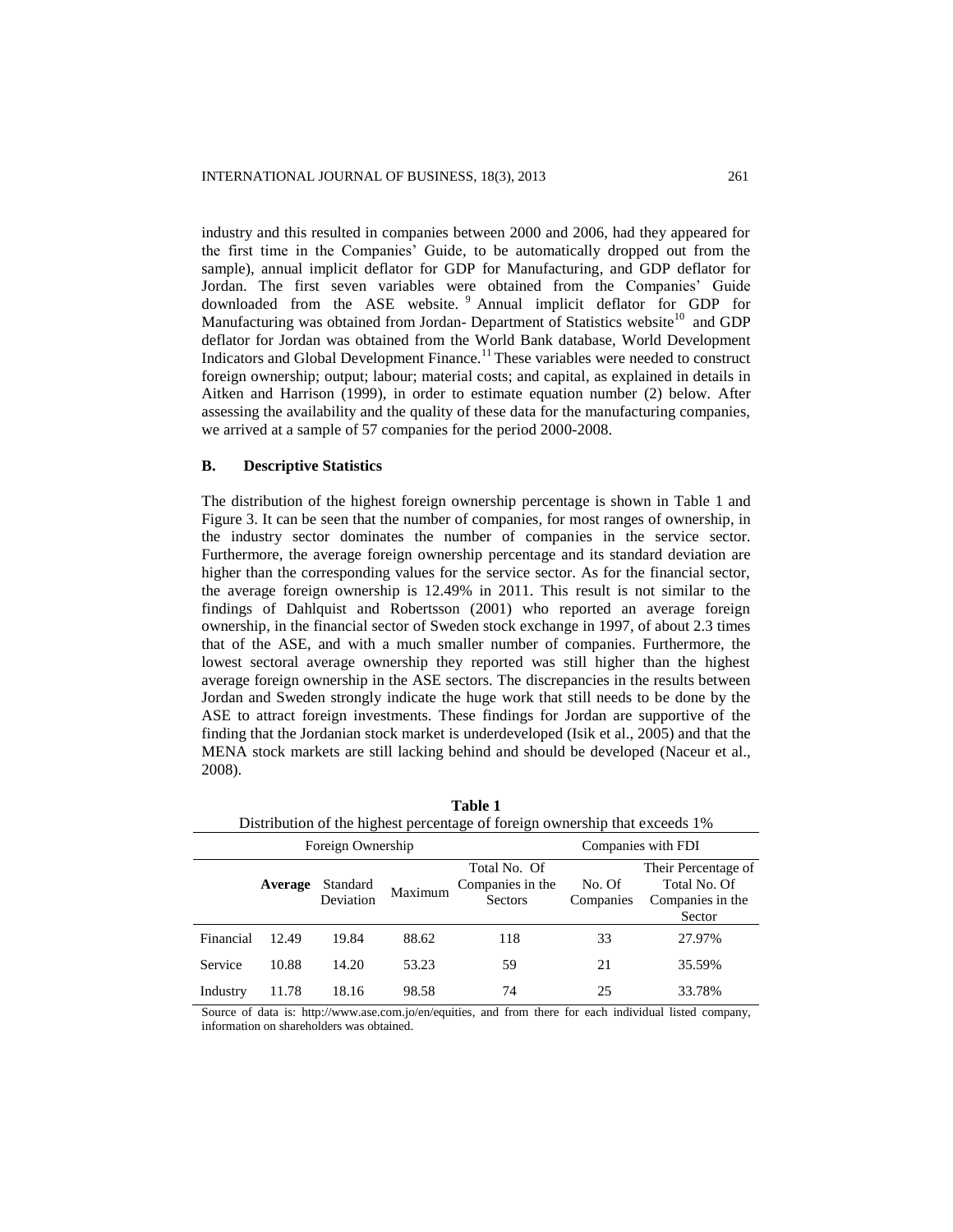industry and this resulted in companies between 2000 and 2006, had they appeared for the first time in the Companies' Guide, to be automatically dropped out from the sample), annual implicit deflator for GDP for Manufacturing, and GDP deflator for Jordan. The first seven variables were obtained from the Companies' Guide downloaded from the ASE website. [9] Annual implicit deflator for GDP for Manufacturing was obtained from Jordan- Department of Statistics website[10] and GDP deflator for Jordan was obtained from the World Bank database, World Development Indicators and Global Development Finance.[11] These variables were needed to construct foreign ownership; output; labour; material costs; and capital, as explained in details in Aitken and Harrison (1999), in order to estimate equation number (2) below. After assessing the availability and the quality of these data for the manufacturing companies, we arrived at a sample of 57 companies for the period 2000-2008.

### B. Descriptive Statistics

The distribution of the highest foreign ownership percentage is shown in Table 1 and Figure 3. It can be seen that the number of companies, for most ranges of ownership, in the industry sector dominates the number of companies in the service sector. Furthermore, the average foreign ownership percentage and its standard deviation are higher than the corresponding values for the service sector. As for the financial sector, the average foreign ownership is 12.49% in 2011. This result is not similar to the findings of Dahlquist and Robertsson (2001) who reported an average foreign ownership, in the financial sector of Sweden stock exchange in 1997, of about 2.3 times that of the ASE, and with a much smaller number of companies. Furthermore, the lowest sectoral average ownership they reported was still higher than the highest average foreign ownership in the ASE sectors. The discrepancies in the results between Jordan and Sweden strongly indicate the huge work that still needs to be done by the ASE to attract foreign investments. These findings for Jordan are supportive of the finding that the Jordanian stock market is underdeveloped (Isik et al., 2005) and that the MENA stock markets are still lacking behind and should be developed (Naceur et al., 2008).

**Table 1**
Distribution of the highest percentage of foreign ownership that exceeds 1%

| | Foreign Ownership | | | | Companies with FDI | |
|---|---|---|---|---|---|---|
| | **Average** | Standard Deviation | Maximum | Total No. Of Companies in the Sectors | No. Of Companies | Their Percentage of Total No. Of Companies in the Sector |
| Financial | 12.49 | 19.84 | 88.62 | 118 | 33 | 27.97% |
| Service | 10.88 | 14.20 | 53.23 | 59 | 21 | 35.59% |
| Industry | 11.78 | 18.16 | 98.58 | 74 | 25 | 33.78% |

Source of data is: http://www.ase.com.jo/en/equities, and from there for each individual listed company, information on shareholders was obtained.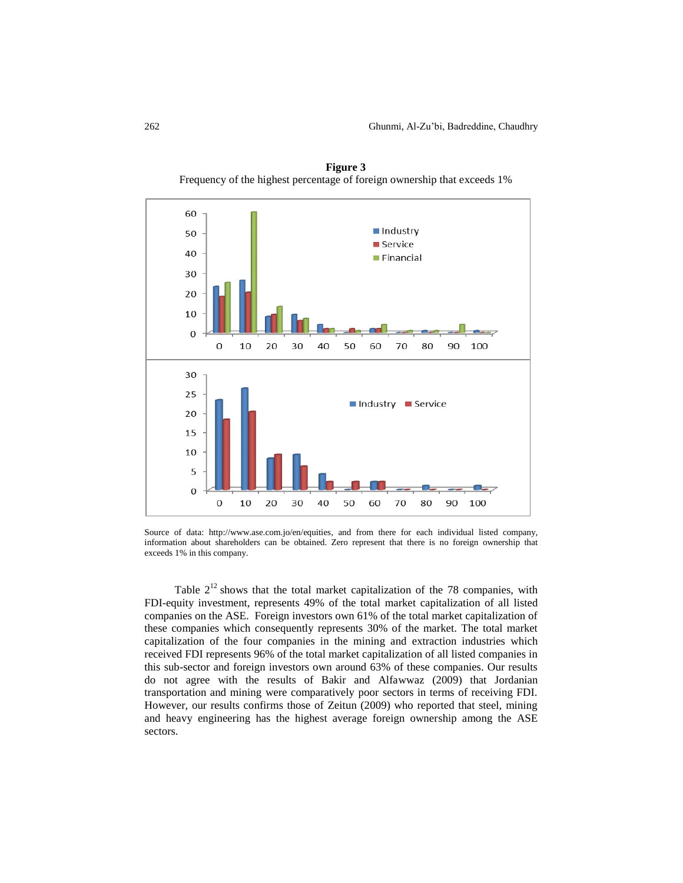**Figure 3**

Frequency of the highest percentage of foreign ownership that exceeds 1%

Source of data: http://www.ase.com.jo/en/equities, and from there for each individual listed company, information about shareholders can be obtained. Zero represent that there is no foreign ownership that exceeds 1% in this company.

Table 2[12] shows that the total market capitalization of the 78 companies, with FDI-equity investment, represents 49% of the total market capitalization of all listed companies on the ASE. Foreign investors own 61% of the total market capitalization of these companies which consequently represents 30% of the market. The total market capitalization of the four companies in the mining and extraction industries which received FDI represents 96% of the total market capitalization of all listed companies in this sub-sector and foreign investors own around 63% of these companies. Our results do not agree with the results of Bakir and Alfawwaz (2009) that Jordanian transportation and mining were comparatively poor sectors in terms of receiving FDI. However, our results confirms those of Zeitun (2009) who reported that steel, mining and heavy engineering has the highest average foreign ownership among the ASE sectors.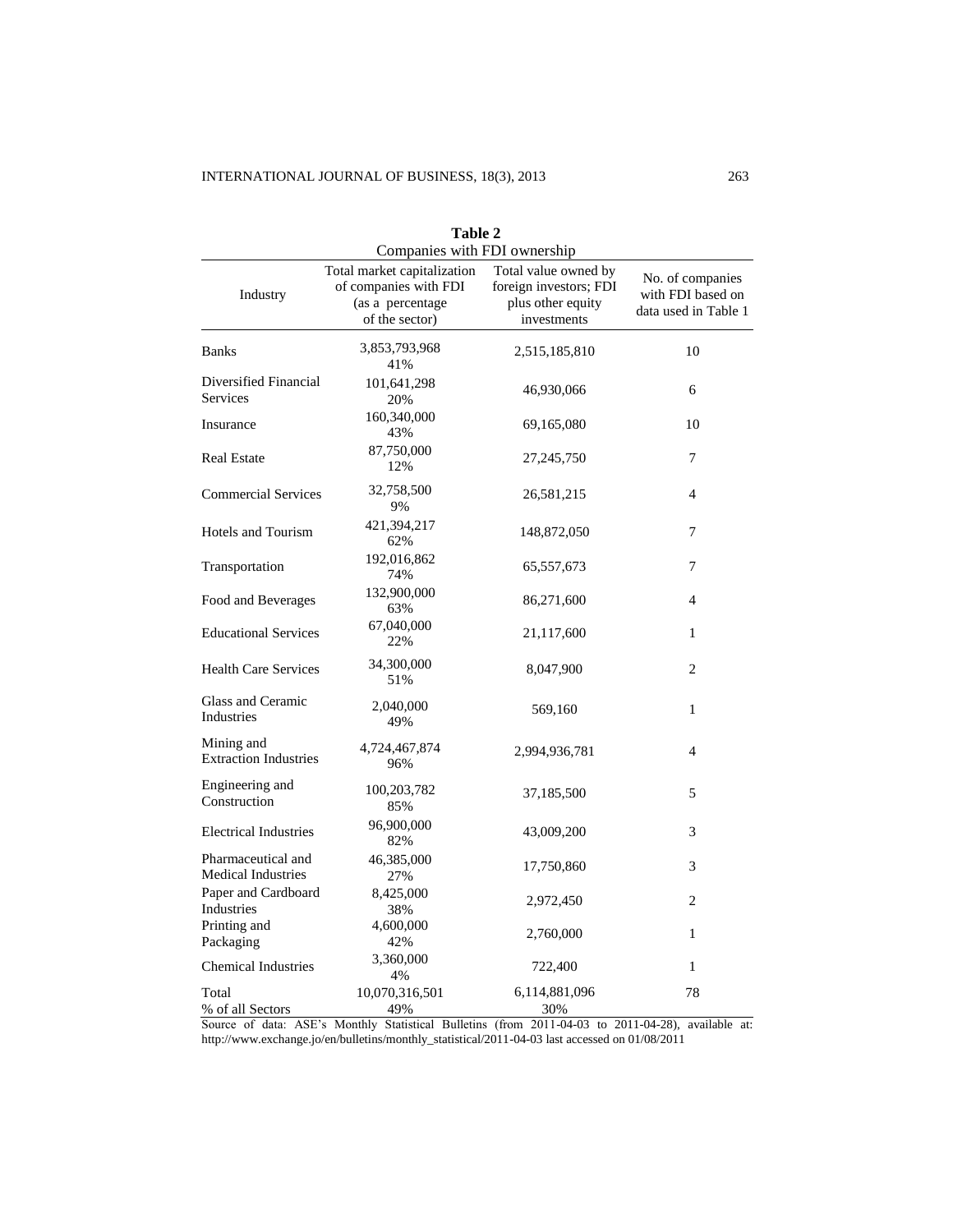**Table 2**

Companies with FDI ownership

| Industry | Total market capitalization of companies with FDI (as a percentage of the sector) | Total value owned by foreign investors; FDI plus other equity investments | No. of companies with FDI based on data used in Table 1 |
|---|---|---|---|
| Banks | 3,853,793,968<br>41% | 2,515,185,810 | 10 |
| Diversified Financial Services | 101,641,298<br>20% | 46,930,066 | 6 |
| Insurance | 160,340,000<br>43% | 69,165,080 | 10 |
| Real Estate | 87,750,000<br>12% | 27,245,750 | 7 |
| Commercial Services | 32,758,500<br>9% | 26,581,215 | 4 |
| Hotels and Tourism | 421,394,217<br>62% | 148,872,050 | 7 |
| Transportation | 192,016,862<br>74% | 65,557,673 | 7 |
| Food and Beverages | 132,900,000<br>63% | 86,271,600 | 4 |
| Educational Services | 67,040,000<br>22% | 21,117,600 | 1 |
| Health Care Services | 34,300,000<br>51% | 8,047,900 | 2 |
| Glass and Ceramic Industries | 2,040,000<br>49% | 569,160 | 1 |
| Mining and Extraction Industries | 4,724,467,874<br>96% | 2,994,936,781 | 4 |
| Engineering and Construction | 100,203,782<br>85% | 37,185,500 | 5 |
| Electrical Industries | 96,900,000<br>82% | 43,009,200 | 3 |
| Pharmaceutical and Medical Industries | 46,385,000<br>27% | 17,750,860 | 3 |
| Paper and Cardboard Industries | 8,425,000<br>38% | 2,972,450 | 2 |
| Printing and Packaging | 4,600,000<br>42% | 2,760,000 | 1 |
| Chemical Industries | 3,360,000<br>4% | 722,400 | 1 |
| Total<br>% of all Sectors | 10,070,316,501<br>49% | 6,114,881,096<br>30% | 78 |

Source of data: ASE's Monthly Statistical Bulletins (from 2011-04-03 to 2011-04-28), available at: http://www.exchange.jo/en/bulletins/monthly_statistical/2011-04-03 last accessed on 01/08/2011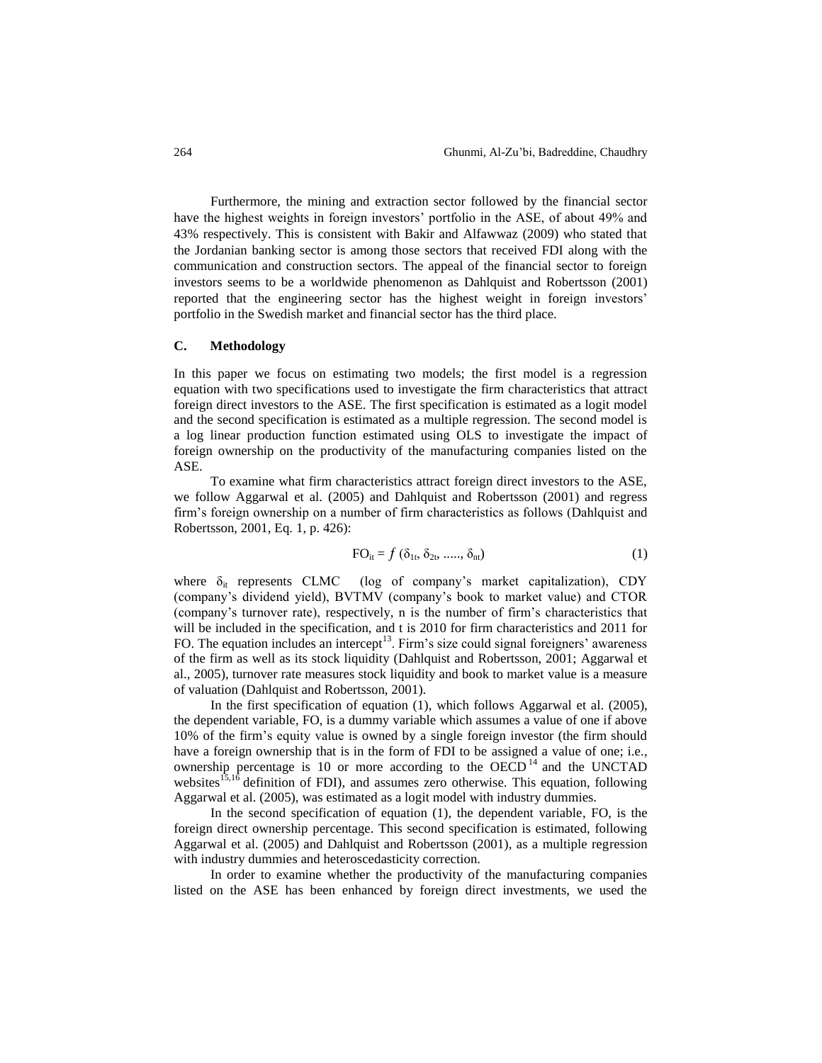Furthermore, the mining and extraction sector followed by the financial sector have the highest weights in foreign investors' portfolio in the ASE, of about 49% and 43% respectively. This is consistent with Bakir and Alfawwaz (2009) who stated that the Jordanian banking sector is among those sectors that received FDI along with the communication and construction sectors. The appeal of the financial sector to foreign investors seems to be a worldwide phenomenon as Dahlquist and Robertsson (2001) reported that the engineering sector has the highest weight in foreign investors' portfolio in the Swedish market and financial sector has the third place.

## C. Methodology

In this paper we focus on estimating two models; the first model is a regression equation with two specifications used to investigate the firm characteristics that attract foreign direct investors to the ASE. The first specification is estimated as a logit model and the second specification is estimated as a multiple regression. The second model is a log linear production function estimated using OLS to investigate the impact of foreign ownership on the productivity of the manufacturing companies listed on the ASE.

To examine what firm characteristics attract foreign direct investors to the ASE, we follow Aggarwal et al. (2005) and Dahlquist and Robertsson (2001) and regress firm's foreign ownership on a number of firm characteristics as follows (Dahlquist and Robertsson, 2001, Eq. 1, p. 426):

$$FO_{it} = f\,(\delta_{1t}, \delta_{2t}, \ldots\ldots, \delta_{nt}) \tag{1}$$

where $\delta_{it}$ represents CLMC (log of company's market capitalization), CDY (company's dividend yield), BVTMV (company's book to market value) and CTOR (company's turnover rate), respectively, n is the number of firm's characteristics that will be included in the specification, and t is 2010 for firm characteristics and 2011 for FO. The equation includes an intercept[13]. Firm's size could signal foreigners' awareness of the firm as well as its stock liquidity (Dahlquist and Robertsson, 2001; Aggarwal et al., 2005), turnover rate measures stock liquidity and book to market value is a measure of valuation (Dahlquist and Robertsson, 2001).

In the first specification of equation (1), which follows Aggarwal et al. (2005), the dependent variable, FO, is a dummy variable which assumes a value of one if above 10% of the firm's equity value is owned by a single foreign investor (the firm should have a foreign ownership that is in the form of FDI to be assigned a value of one; i.e., ownership percentage is 10 or more according to the OECD[14] and the UNCTAD websites[15,16] definition of FDI), and assumes zero otherwise. This equation, following Aggarwal et al. (2005), was estimated as a logit model with industry dummies.

In the second specification of equation (1), the dependent variable, FO, is the foreign direct ownership percentage. This second specification is estimated, following Aggarwal et al. (2005) and Dahlquist and Robertsson (2001), as a multiple regression with industry dummies and heteroscedasticity correction.

In order to examine whether the productivity of the manufacturing companies listed on the ASE has been enhanced by foreign direct investments, we used the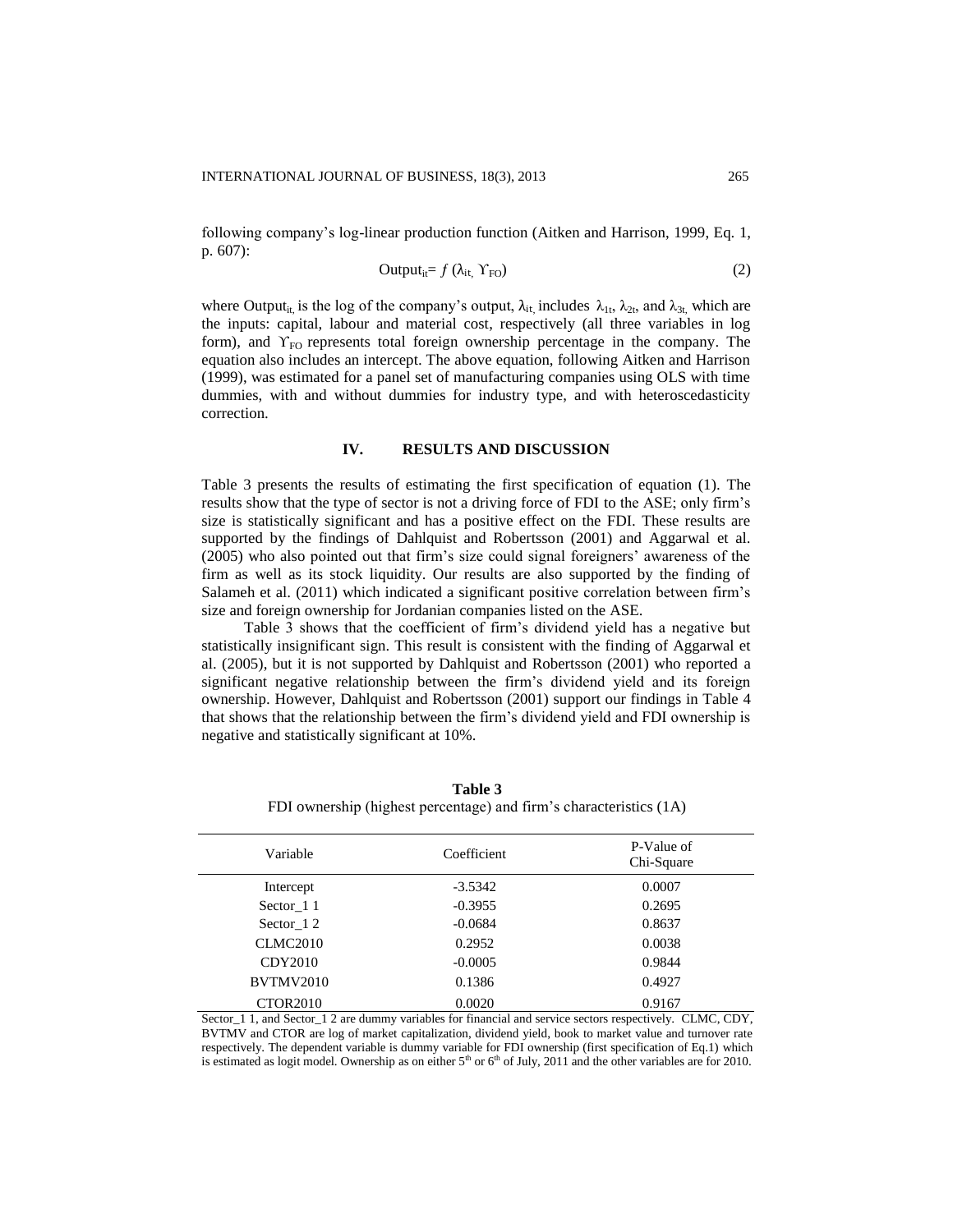following company's log-linear production function (Aitken and Harrison, 1999, Eq. 1, p. 607):

$$\text{Output}_{it} = f\,(\lambda_{it},\ \Upsilon_{FO}) \tag{2}$$

where $\text{Output}_{it}$ is the log of the company's output, $\lambda_{it}$ includes $\lambda_{1t}$, $\lambda_{2t}$, and $\lambda_{3t}$ which are the inputs: capital, labour and material cost, respectively (all three variables in log form), and $\Upsilon_{FO}$ represents total foreign ownership percentage in the company. The equation also includes an intercept. The above equation, following Aitken and Harrison (1999), was estimated for a panel set of manufacturing companies using OLS with time dummies, with and without dummies for industry type, and with heteroscedasticity correction.

## IV. RESULTS AND DISCUSSION

Table 3 presents the results of estimating the first specification of equation (1). The results show that the type of sector is not a driving force of FDI to the ASE; only firm's size is statistically significant and has a positive effect on the FDI. These results are supported by the findings of Dahlquist and Robertsson (2001) and Aggarwal et al. (2005) who also pointed out that firm's size could signal foreigners' awareness of the firm as well as its stock liquidity. Our results are also supported by the finding of Salameh et al. (2011) which indicated a significant positive correlation between firm's size and foreign ownership for Jordanian companies listed on the ASE.

Table 3 shows that the coefficient of firm's dividend yield has a negative but statistically insignificant sign. This result is consistent with the finding of Aggarwal et al. (2005), but it is not supported by Dahlquist and Robertsson (2001) who reported a significant negative relationship between the firm's dividend yield and its foreign ownership. However, Dahlquist and Robertsson (2001) support our findings in Table 4 that shows that the relationship between the firm's dividend yield and FDI ownership is negative and statistically significant at 10%.

**Table 3**
FDI ownership (highest percentage) and firm's characteristics (1A)

| Variable | Coefficient | P-Value of Chi-Square |
|---|---|---|
| Intercept | -3.5342 | 0.0007 |
| Sector_1 1 | -0.3955 | 0.2695 |
| Sector_1 2 | -0.0684 | 0.8637 |
| CLMC2010 | 0.2952 | 0.0038 |
| CDY2010 | -0.0005 | 0.9844 |
| BVTMV2010 | 0.1386 | 0.4927 |
| CTOR2010 | 0.0020 | 0.9167 |

Sector_1 1, and Sector_1 2 are dummy variables for financial and service sectors respectively. CLMC, CDY, BVTMV and CTOR are log of market capitalization, dividend yield, book to market value and turnover rate respectively. The dependent variable is dummy variable for FDI ownership (first specification of Eq.1) which is estimated as logit model. Ownership as on either 5th or 6th of July, 2011 and the other variables are for 2010.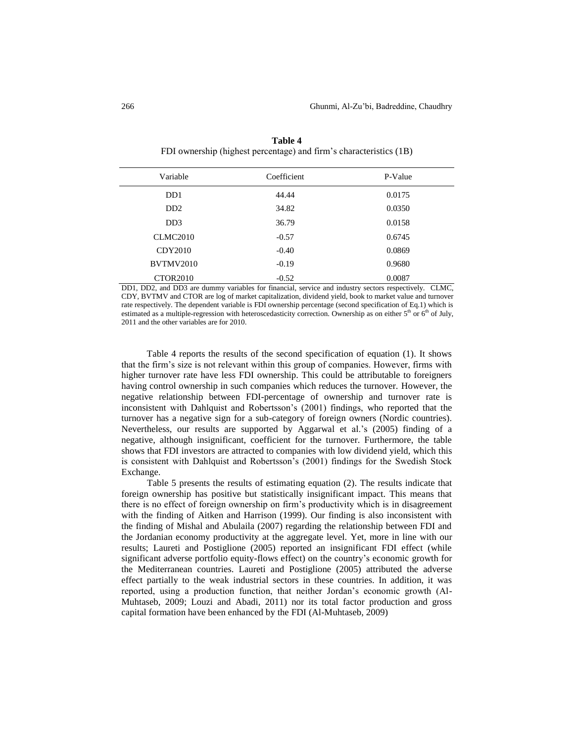**Table 4**
FDI ownership (highest percentage) and firm's characteristics (1B)

| Variable | Coefficient | P-Value |
|---|---|---|
| DD1 | 44.44 | 0.0175 |
| DD2 | 34.82 | 0.0350 |
| DD3 | 36.79 | 0.0158 |
| CLMC2010 | -0.57 | 0.6745 |
| CDY2010 | -0.40 | 0.0869 |
| BVTMV2010 | -0.19 | 0.9680 |
| CTOR2010 | -0.52 | 0.0087 |

DD1, DD2, and DD3 are dummy variables for financial, service and industry sectors respectively. CLMC, CDY, BVTMV and CTOR are log of market capitalization, dividend yield, book to market value and turnover rate respectively. The dependent variable is FDI ownership percentage (second specification of Eq.1) which is estimated as a multiple-regression with heteroscedasticity correction. Ownership as on either 5th or 6th of July, 2011 and the other variables are for 2010.

Table 4 reports the results of the second specification of equation (1). It shows that the firm's size is not relevant within this group of companies. However, firms with higher turnover rate have less FDI ownership. This could be attributable to foreigners having control ownership in such companies which reduces the turnover. However, the negative relationship between FDI-percentage of ownership and turnover rate is inconsistent with Dahlquist and Robertsson's (2001) findings, who reported that the turnover has a negative sign for a sub-category of foreign owners (Nordic countries). Nevertheless, our results are supported by Aggarwal et al.'s (2005) finding of a negative, although insignificant, coefficient for the turnover. Furthermore, the table shows that FDI investors are attracted to companies with low dividend yield, which this is consistent with Dahlquist and Robertsson's (2001) findings for the Swedish Stock Exchange.

Table 5 presents the results of estimating equation (2). The results indicate that foreign ownership has positive but statistically insignificant impact. This means that there is no effect of foreign ownership on firm's productivity which is in disagreement with the finding of Aitken and Harrison (1999). Our finding is also inconsistent with the finding of Mishal and Abulaila (2007) regarding the relationship between FDI and the Jordanian economy productivity at the aggregate level. Yet, more in line with our results; Laureti and Postiglione (2005) reported an insignificant FDI effect (while significant adverse portfolio equity-flows effect) on the country's economic growth for the Mediterranean countries. Laureti and Postiglione (2005) attributed the adverse effect partially to the weak industrial sectors in these countries. In addition, it was reported, using a production function, that neither Jordan's economic growth (Al-Muhtaseb, 2009; Louzi and Abadi, 2011) nor its total factor production and gross capital formation have been enhanced by the FDI (Al-Muhtaseb, 2009)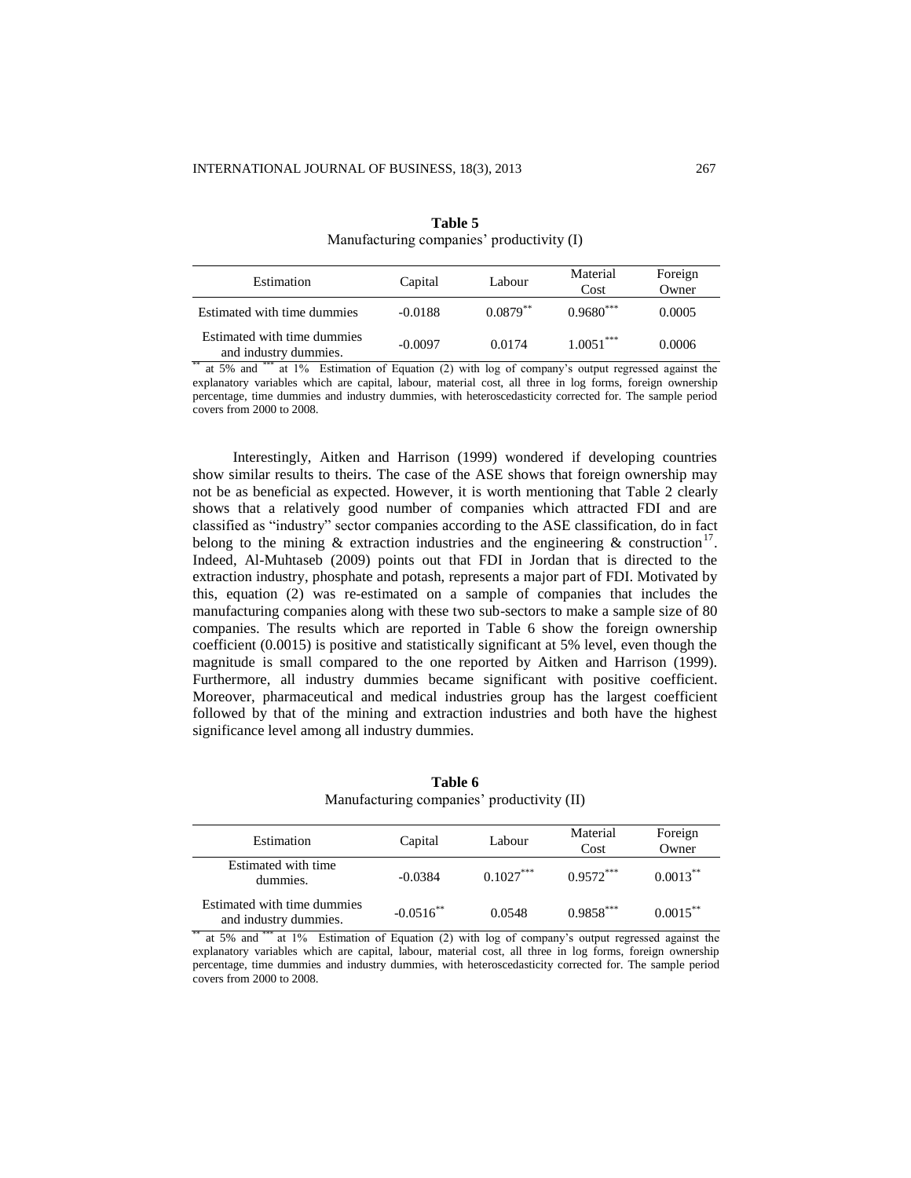**Table 5**
Manufacturing companies' productivity (I)

| Estimation | Capital | Labour | Material Cost | Foreign Owner |
|---|---|---|---|---|
| Estimated with time dummies | -0.0188 | 0.0879** | 0.9680*** | 0.0005 |
| Estimated with time dummies and industry dummies. | -0.0097 | 0.0174 | 1.0051*** | 0.0006 |

** at 5% and *** at 1% Estimation of Equation (2) with log of company's output regressed against the explanatory variables which are capital, labour, material cost, all three in log forms, foreign ownership percentage, time dummies and industry dummies, with heteroscedasticity corrected for. The sample period covers from 2000 to 2008.

Interestingly, Aitken and Harrison (1999) wondered if developing countries show similar results to theirs. The case of the ASE shows that foreign ownership may not be as beneficial as expected. However, it is worth mentioning that Table 2 clearly shows that a relatively good number of companies which attracted FDI and are classified as "industry" sector companies according to the ASE classification, do in fact belong to the mining & extraction industries and the engineering & construction[17]. Indeed, Al-Muhtaseb (2009) points out that FDI in Jordan that is directed to the extraction industry, phosphate and potash, represents a major part of FDI. Motivated by this, equation (2) was re-estimated on a sample of companies that includes the manufacturing companies along with these two sub-sectors to make a sample size of 80 companies. The results which are reported in Table 6 show the foreign ownership coefficient (0.0015) is positive and statistically significant at 5% level, even though the magnitude is small compared to the one reported by Aitken and Harrison (1999). Furthermore, all industry dummies became significant with positive coefficient. Moreover, pharmaceutical and medical industries group has the largest coefficient followed by that of the mining and extraction industries and both have the highest significance level among all industry dummies.

**Table 6**
Manufacturing companies' productivity (II)

| Estimation | Capital | Labour | Material Cost | Foreign Owner |
|---|---|---|---|---|
| Estimated with time dummies. | -0.0384 | 0.1027*** | 0.9572*** | 0.0013** |
| Estimated with time dummies and industry dummies. | -0.0516** | 0.0548 | 0.9858*** | 0.0015** |

** at 5% and *** at 1% Estimation of Equation (2) with log of company's output regressed against the explanatory variables which are capital, labour, material cost, all three in log forms, foreign ownership percentage, time dummies and industry dummies, with heteroscedasticity corrected for. The sample period covers from 2000 to 2008.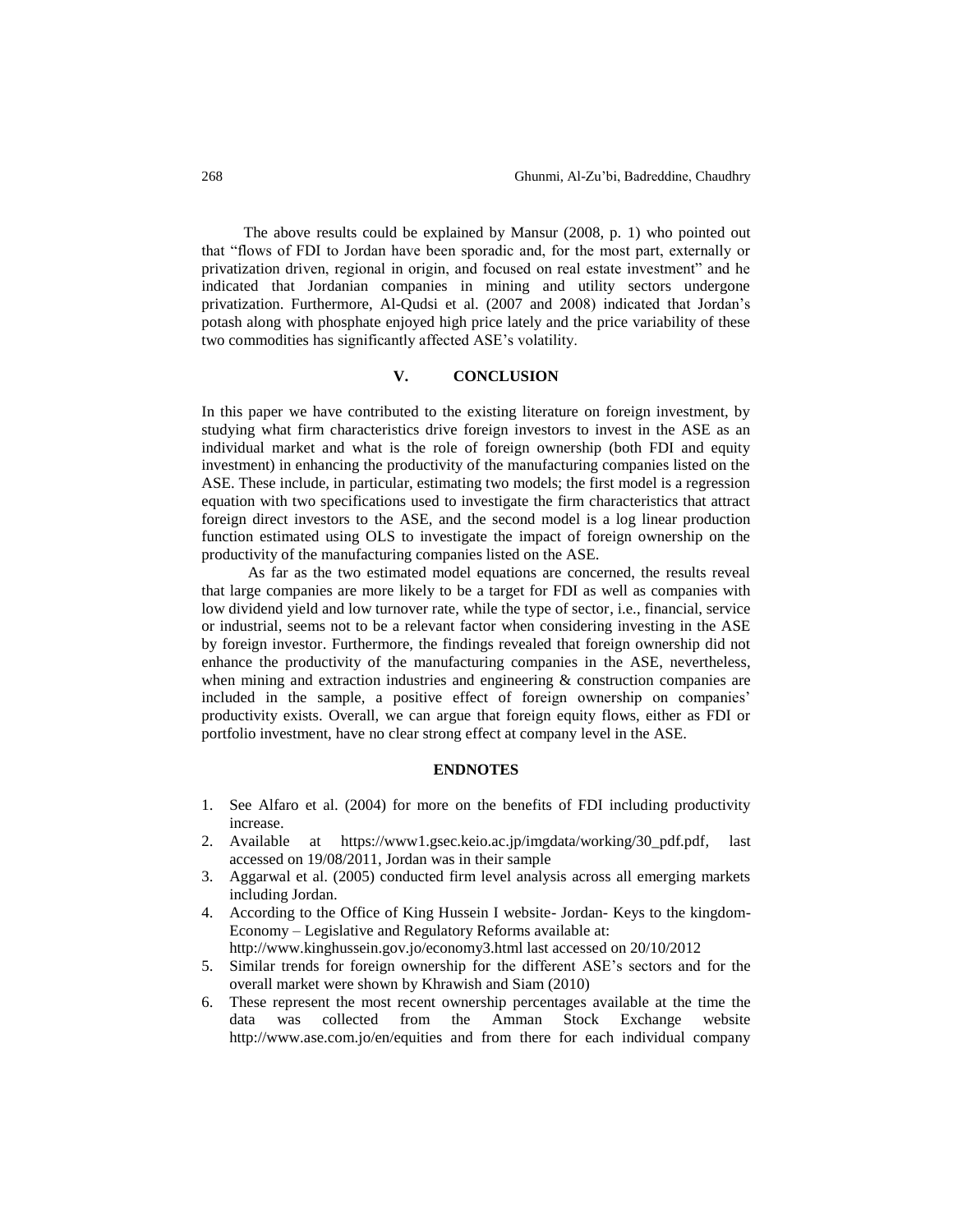The above results could be explained by Mansur (2008, p. 1) who pointed out that "flows of FDI to Jordan have been sporadic and, for the most part, externally or privatization driven, regional in origin, and focused on real estate investment" and he indicated that Jordanian companies in mining and utility sectors undergone privatization. Furthermore, Al-Qudsi et al. (2007 and 2008) indicated that Jordan's potash along with phosphate enjoyed high price lately and the price variability of these two commodities has significantly affected ASE's volatility.

## V. CONCLUSION

In this paper we have contributed to the existing literature on foreign investment, by studying what firm characteristics drive foreign investors to invest in the ASE as an individual market and what is the role of foreign ownership (both FDI and equity investment) in enhancing the productivity of the manufacturing companies listed on the ASE. These include, in particular, estimating two models; the first model is a regression equation with two specifications used to investigate the firm characteristics that attract foreign direct investors to the ASE, and the second model is a log linear production function estimated using OLS to investigate the impact of foreign ownership on the productivity of the manufacturing companies listed on the ASE.

As far as the two estimated model equations are concerned, the results reveal that large companies are more likely to be a target for FDI as well as companies with low dividend yield and low turnover rate, while the type of sector, i.e., financial, service or industrial, seems not to be a relevant factor when considering investing in the ASE by foreign investor. Furthermore, the findings revealed that foreign ownership did not enhance the productivity of the manufacturing companies in the ASE, nevertheless, when mining and extraction industries and engineering & construction companies are included in the sample, a positive effect of foreign ownership on companies' productivity exists. Overall, we can argue that foreign equity flows, either as FDI or portfolio investment, have no clear strong effect at company level in the ASE.

## ENDNOTES

1. See Alfaro et al. (2004) for more on the benefits of FDI including productivity increase.
2. Available at https://www1.gsec.keio.ac.jp/imgdata/working/30_pdf.pdf, last accessed on 19/08/2011, Jordan was in their sample
3. Aggarwal et al. (2005) conducted firm level analysis across all emerging markets including Jordan.
4. According to the Office of King Hussein I website- Jordan- Keys to the kingdom- Economy – Legislative and Regulatory Reforms available at: http://www.kinghussein.gov.jo/economy3.html last accessed on 20/10/2012
5. Similar trends for foreign ownership for the different ASE's sectors and for the overall market were shown by Khrawish and Siam (2010)
6. These represent the most recent ownership percentages available at the time the data was collected from the Amman Stock Exchange website http://www.ase.com.jo/en/equities and from there for each individual company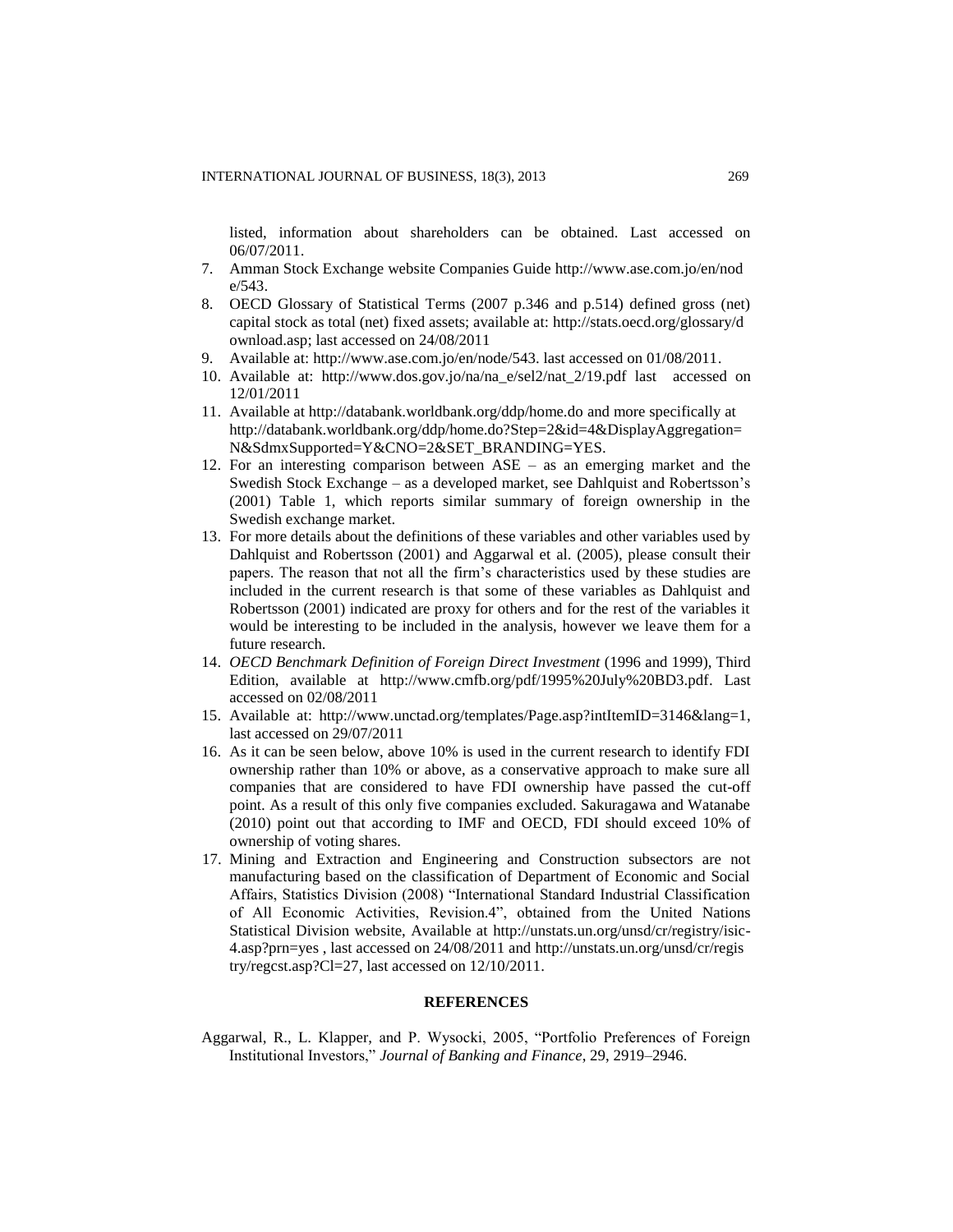listed, information about shareholders can be obtained. Last accessed on 06/07/2011.

7. Amman Stock Exchange website Companies Guide http://www.ase.com.jo/en/node/543.
8. OECD Glossary of Statistical Terms (2007 p.346 and p.514) defined gross (net) capital stock as total (net) fixed assets; available at: http://stats.oecd.org/glossary/download.asp; last accessed on 24/08/2011
9. Available at: http://www.ase.com.jo/en/node/543. last accessed on 01/08/2011.
10. Available at: http://www.dos.gov.jo/na/na_e/sel2/nat_2/19.pdf last accessed on 12/01/2011
11. Available at http://databank.worldbank.org/ddp/home.do and more specifically at http://databank.worldbank.org/ddp/home.do?Step=2&id=4&DisplayAggregation=N&SdmxSupported=Y&CNO=2&SET_BRANDING=YES.
12. For an interesting comparison between ASE – as an emerging market and the Swedish Stock Exchange – as a developed market, see Dahlquist and Robertsson's (2001) Table 1, which reports similar summary of foreign ownership in the Swedish exchange market.
13. For more details about the definitions of these variables and other variables used by Dahlquist and Robertsson (2001) and Aggarwal et al. (2005), please consult their papers. The reason that not all the firm's characteristics used by these studies are included in the current research is that some of these variables as Dahlquist and Robertsson (2001) indicated are proxy for others and for the rest of the variables it would be interesting to be included in the analysis, however we leave them for a future research.
14. *OECD Benchmark Definition of Foreign Direct Investment* (1996 and 1999), Third Edition, available at http://www.cmfb.org/pdf/1995%20July%20BD3.pdf. Last accessed on 02/08/2011
15. Available at: http://www.unctad.org/templates/Page.asp?intItemID=3146&lang=1, last accessed on 29/07/2011
16. As it can be seen below, above 10% is used in the current research to identify FDI ownership rather than 10% or above, as a conservative approach to make sure all companies that are considered to have FDI ownership have passed the cut-off point. As a result of this only five companies excluded. Sakuragawa and Watanabe (2010) point out that according to IMF and OECD, FDI should exceed 10% of ownership of voting shares.
17. Mining and Extraction and Engineering and Construction subsectors are not manufacturing based on the classification of Department of Economic and Social Affairs, Statistics Division (2008) "International Standard Industrial Classification of All Economic Activities, Revision.4", obtained from the United Nations Statistical Division website, Available at http://unstats.un.org/unsd/cr/registry/isic-4.asp?prn=yes , last accessed on 24/08/2011 and http://unstats.un.org/unsd/cr/registry/regcst.asp?Cl=27, last accessed on 12/10/2011.

## REFERENCES

Aggarwal, R., L. Klapper, and P. Wysocki, 2005, "Portfolio Preferences of Foreign Institutional Investors," *Journal of Banking and Finance*, 29, 2919–2946.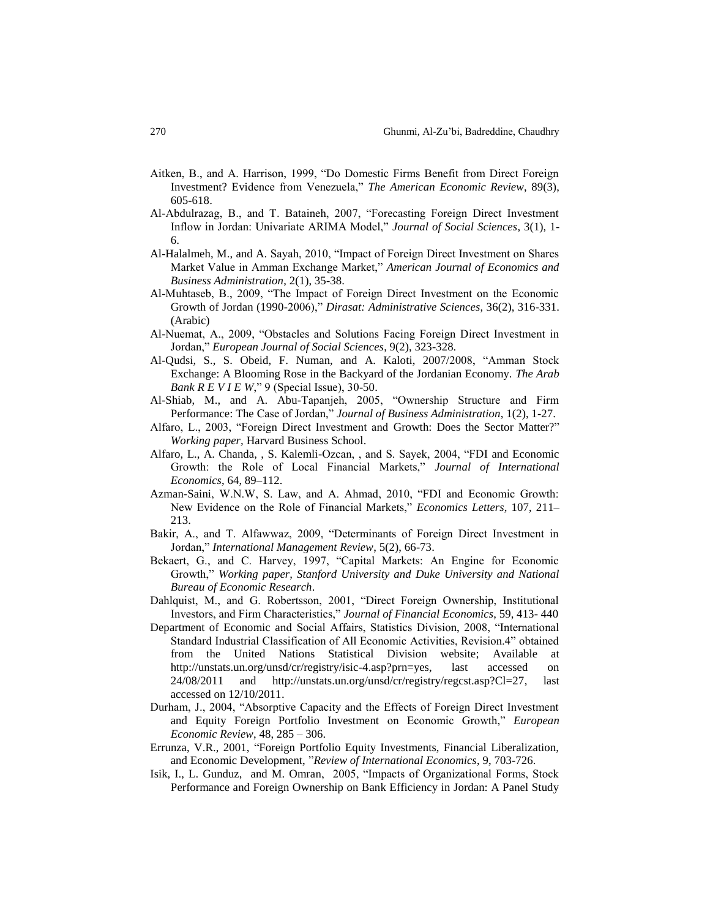Aitken, B., and A. Harrison, 1999, "Do Domestic Firms Benefit from Direct Foreign Investment? Evidence from Venezuela," *The American Economic Review*, 89(3), 605-618.

Al-Abdulrazag, B., and T. Bataineh, 2007, "Forecasting Foreign Direct Investment Inflow in Jordan: Univariate ARIMA Model," *Journal of Social Sciences*, 3(1), 1-6.

Al-Halalmeh, M., and A. Sayah, 2010, "Impact of Foreign Direct Investment on Shares Market Value in Amman Exchange Market," *American Journal of Economics and Business Administration*, 2(1), 35-38.

Al-Muhtaseb, B., 2009, "The Impact of Foreign Direct Investment on the Economic Growth of Jordan (1990-2006)," *Dirasat: Administrative Sciences*, 36(2), 316-331. (Arabic)

Al-Nuemat, A., 2009, "Obstacles and Solutions Facing Foreign Direct Investment in Jordan," *European Journal of Social Sciences*, 9(2), 323-328.

Al-Qudsi, S., S. Obeid, F. Numan, and A. Kaloti, 2007/2008, "Amman Stock Exchange: A Blooming Rose in the Backyard of the Jordanian Economy. *The Arab Bank R E V I E W*," 9 (Special Issue), 30-50.

Al-Shiab, M., and A. Abu-Tapanjeh, 2005, "Ownership Structure and Firm Performance: The Case of Jordan," *Journal of Business Administration*, 1(2), 1-27.

Alfaro, L., 2003, "Foreign Direct Investment and Growth: Does the Sector Matter?" *Working paper,* Harvard Business School.

Alfaro, L., A. Chanda, , S. Kalemli-Ozcan, , and S. Sayek, 2004, "FDI and Economic Growth: the Role of Local Financial Markets," *Journal of International Economics*, 64, 89–112.

Azman-Saini, W.N.W, S. Law, and A. Ahmad, 2010, "FDI and Economic Growth: New Evidence on the Role of Financial Markets," *Economics Letters*, 107, 211–213.

Bakir, A., and T. Alfawwaz, 2009, "Determinants of Foreign Direct Investment in Jordan," *International Management Review*, 5(2), 66-73.

Bekaert, G., and C. Harvey, 1997, "Capital Markets: An Engine for Economic Growth," *Working paper, Stanford University and Duke University and National Bureau of Economic Research*.

Dahlquist, M., and G. Robertsson, 2001, "Direct Foreign Ownership, Institutional Investors, and Firm Characteristics," *Journal of Financial Economics*, 59, 413- 440

Department of Economic and Social Affairs, Statistics Division, 2008, "International Standard Industrial Classification of All Economic Activities, Revision.4" obtained from the United Nations Statistical Division website; Available at http://unstats.un.org/unsd/cr/registry/isic-4.asp?prn=yes, last accessed on 24/08/2011 and http://unstats.un.org/unsd/cr/registry/regcst.asp?Cl=27, last accessed on 12/10/2011.

Durham, J., 2004, "Absorptive Capacity and the Effects of Foreign Direct Investment and Equity Foreign Portfolio Investment on Economic Growth," *European Economic Review*, 48, 285 – 306.

Errunza, V.R., 2001, "Foreign Portfolio Equity Investments, Financial Liberalization, and Economic Development, "*Review of International Economics*, 9, 703-726.

Isik, I., L. Gunduz, and M. Omran, 2005, "Impacts of Organizational Forms, Stock Performance and Foreign Ownership on Bank Efficiency in Jordan: A Panel Study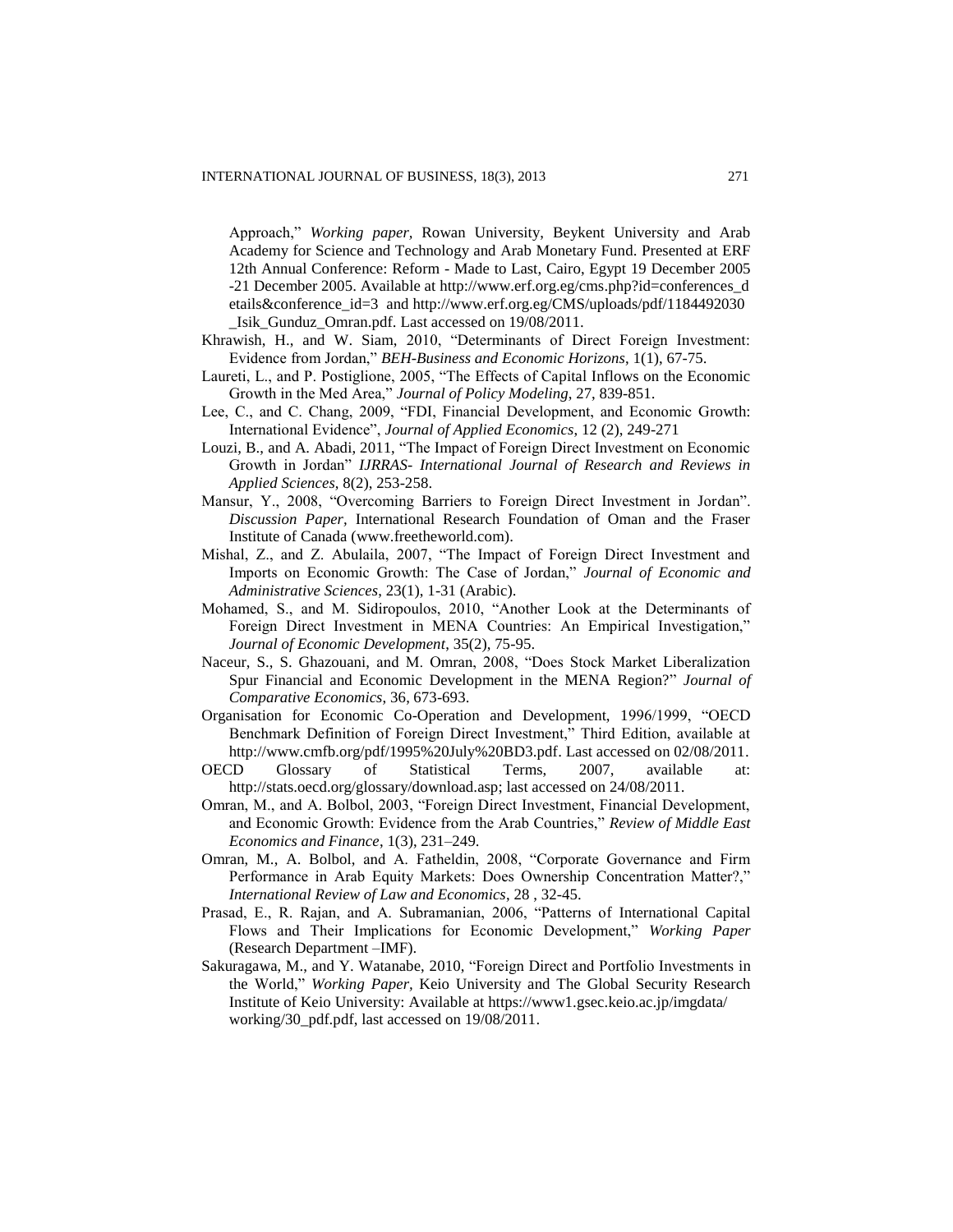Approach," *Working paper,* Rowan University, Beykent University and Arab Academy for Science and Technology and Arab Monetary Fund. Presented at ERF 12th Annual Conference: Reform - Made to Last, Cairo, Egypt 19 December 2005 -21 December 2005. Available at http://www.erf.org.eg/cms.php?id=conferences_details&conference_id=3 and http://www.erf.org.eg/CMS/uploads/pdf/1184492030_Isik_Gunduz_Omran.pdf. Last accessed on 19/08/2011.

Khrawish, H., and W. Siam, 2010, "Determinants of Direct Foreign Investment: Evidence from Jordan," *BEH-Business and Economic Horizons*, 1(1), 67-75.

Laureti, L., and P. Postiglione, 2005, "The Effects of Capital Inflows on the Economic Growth in the Med Area," *Journal of Policy Modeling*, 27, 839-851.

Lee, C., and C. Chang, 2009, "FDI, Financial Development, and Economic Growth: International Evidence", *Journal of Applied Economics*, 12 (2), 249-271

Louzi, B., and A. Abadi, 2011, "The Impact of Foreign Direct Investment on Economic Growth in Jordan" *IJRRAS- International Journal of Research and Reviews in Applied Sciences*, 8(2), 253-258.

Mansur, Y., 2008, "Overcoming Barriers to Foreign Direct Investment in Jordan". *Discussion Paper*, International Research Foundation of Oman and the Fraser Institute of Canada (www.freetheworld.com).

Mishal, Z., and Z. Abulaila, 2007, "The Impact of Foreign Direct Investment and Imports on Economic Growth: The Case of Jordan," *Journal of Economic and Administrative Sciences*, 23(1), 1-31 (Arabic).

Mohamed, S., and M. Sidiropoulos, 2010, "Another Look at the Determinants of Foreign Direct Investment in MENA Countries: An Empirical Investigation," *Journal of Economic Development*, 35(2), 75-95.

Naceur, S., S. Ghazouani, and M. Omran, 2008, "Does Stock Market Liberalization Spur Financial and Economic Development in the MENA Region?" *Journal of Comparative Economics*, 36, 673-693.

Organisation for Economic Co-Operation and Development, 1996/1999, "OECD Benchmark Definition of Foreign Direct Investment," Third Edition, available at http://www.cmfb.org/pdf/1995%20July%20BD3.pdf. Last accessed on 02/08/2011.

OECD Glossary of Statistical Terms, 2007, available at: http://stats.oecd.org/glossary/download.asp; last accessed on 24/08/2011.

Omran, M., and A. Bolbol, 2003, "Foreign Direct Investment, Financial Development, and Economic Growth: Evidence from the Arab Countries," *Review of Middle East Economics and Finance*, 1(3), 231–249.

Omran, M., A. Bolbol, and A. Fatheldin, 2008, "Corporate Governance and Firm Performance in Arab Equity Markets: Does Ownership Concentration Matter?," *International Review of Law and Economics*, 28 , 32-45.

Prasad, E., R. Rajan, and A. Subramanian, 2006, "Patterns of International Capital Flows and Their Implications for Economic Development," *Working Paper* (Research Department –IMF).

Sakuragawa, M., and Y. Watanabe, 2010, "Foreign Direct and Portfolio Investments in the World," *Working Paper,* Keio University and The Global Security Research Institute of Keio University: Available at https://www1.gsec.keio.ac.jp/imgdata/working/30_pdf.pdf, last accessed on 19/08/2011.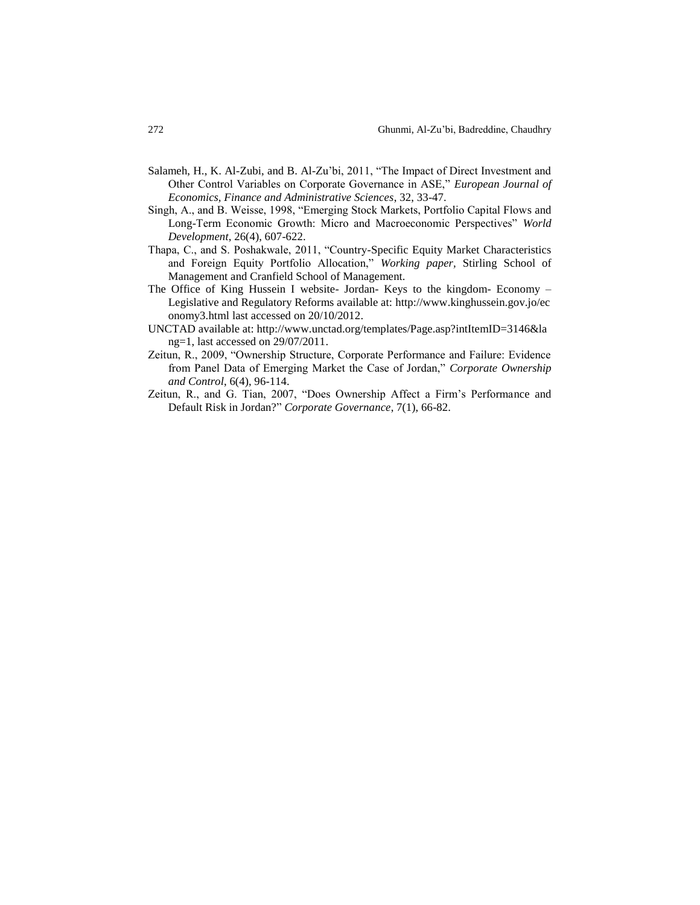Salameh, H., K. Al-Zubi, and B. Al-Zu'bi, 2011, "The Impact of Direct Investment and Other Control Variables on Corporate Governance in ASE," *European Journal of Economics, Finance and Administrative Sciences*, 32, 33-47.

Singh, A., and B. Weisse, 1998, "Emerging Stock Markets, Portfolio Capital Flows and Long-Term Economic Growth: Micro and Macroeconomic Perspectives" *World Development*, 26(4), 607-622.

Thapa, C., and S. Poshakwale, 2011, "Country-Specific Equity Market Characteristics and Foreign Equity Portfolio Allocation," *Working paper*, Stirling School of Management and Cranfield School of Management.

The Office of King Hussein I website- Jordan- Keys to the kingdom- Economy – Legislative and Regulatory Reforms available at: http://www.kinghussein.gov.jo/economy3.html last accessed on 20/10/2012.

UNCTAD available at: http://www.unctad.org/templates/Page.asp?intItemID=3146&lang=1, last accessed on 29/07/2011.

Zeitun, R., 2009, "Ownership Structure, Corporate Performance and Failure: Evidence from Panel Data of Emerging Market the Case of Jordan," *Corporate Ownership and Control*, 6(4), 96-114.

Zeitun, R., and G. Tian, 2007, "Does Ownership Affect a Firm's Performance and Default Risk in Jordan?" *Corporate Governance*, 7(1), 66-82.